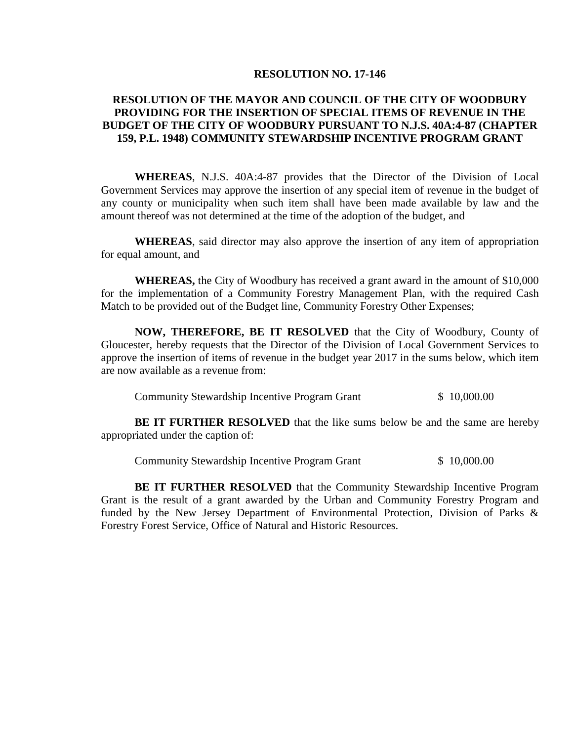**RESOLUTION NO. 17-146**

**RESOLUTION OF THE MAYOR AND COUNCIL OF THE CITY OF WOODBURY PROVIDING FOR THE INSERTION OF SPECIAL ITEMS OF REVENUE IN THE BUDGET OF THE CITY OF WOODBURY PURSUANT TO N.J.S. 40A:4-87 (CHAPTER 159, P.L. 1948) COMMUNITY STEWARDSHIP INCENTIVE PROGRAM GRANT**

**WHEREAS**, N.J.S. 40A:4-87 provides that the Director of the Division of Local Government Services may approve the insertion of any special item of revenue in the budget of any county or municipality when such item shall have been made available by law and the amount thereof was not determined at the time of the adoption of the budget, and

**WHEREAS**, said director may also approve the insertion of any item of appropriation for equal amount, and

**WHEREAS,** the City of Woodbury has received a grant award in the amount of $10,000 for the implementation of a Community Forestry Management Plan, with the required Cash Match to be provided out of the Budget line, Community Forestry Other Expenses;

**NOW, THEREFORE, BE IT RESOLVED** that the City of Woodbury, County of Gloucester, hereby requests that the Director of the Division of Local Government Services to approve the insertion of items of revenue in the budget year 2017 in the sums below, which item are now available as a revenue from:

Community Stewardship Incentive Program Grant $ 10,000.00

**BE IT FURTHER RESOLVED** that the like sums below be and the same are hereby appropriated under the caption of:

Community Stewardship Incentive Program Grant $ 10,000.00

**BE IT FURTHER RESOLVED** that the Community Stewardship Incentive Program Grant is the result of a grant awarded by the Urban and Community Forestry Program and funded by the New Jersey Department of Environmental Protection, Division of Parks & Forestry Forest Service, Office of Natural and Historic Resources.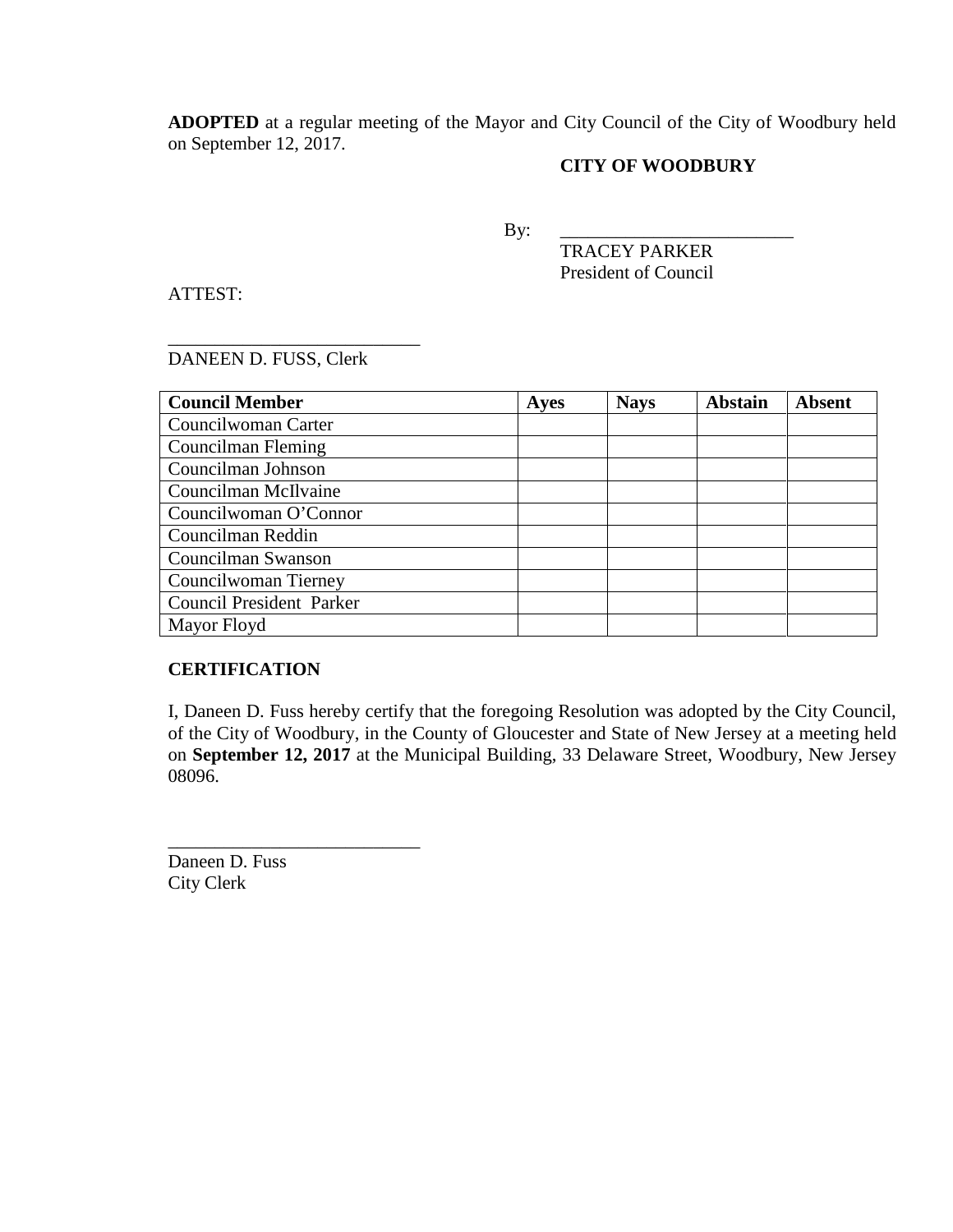**ADOPTED** at a regular meeting of the Mayor and City Council of the City of Woodbury held on September 12, 2017.

**CITY OF WOODBURY**

By: ________________________
TRACEY PARKER
President of Council

ATTEST:

___________________________
DANEEN D. FUSS, Clerk

| Council Member | Ayes | Nays | Abstain | Absent |
|---|---|---|---|---|
| Councilwoman Carter | | | | |
| Councilman Fleming | | | | |
| Councilman Johnson | | | | |
| Councilman McIlvaine | | | | |
| Councilwoman O'Connor | | | | |
| Councilman Reddin | | | | |
| Councilman Swanson | | | | |
| Councilwoman Tierney | | | | |
| Council President Parker | | | | |
| Mayor Floyd | | | | |

**CERTIFICATION**

I, Daneen D. Fuss hereby certify that the foregoing Resolution was adopted by the City Council, of the City of Woodbury, in the County of Gloucester and State of New Jersey at a meeting held on **September 12, 2017** at the Municipal Building, 33 Delaware Street, Woodbury, New Jersey 08096.

___________________________
Daneen D. Fuss
City Clerk